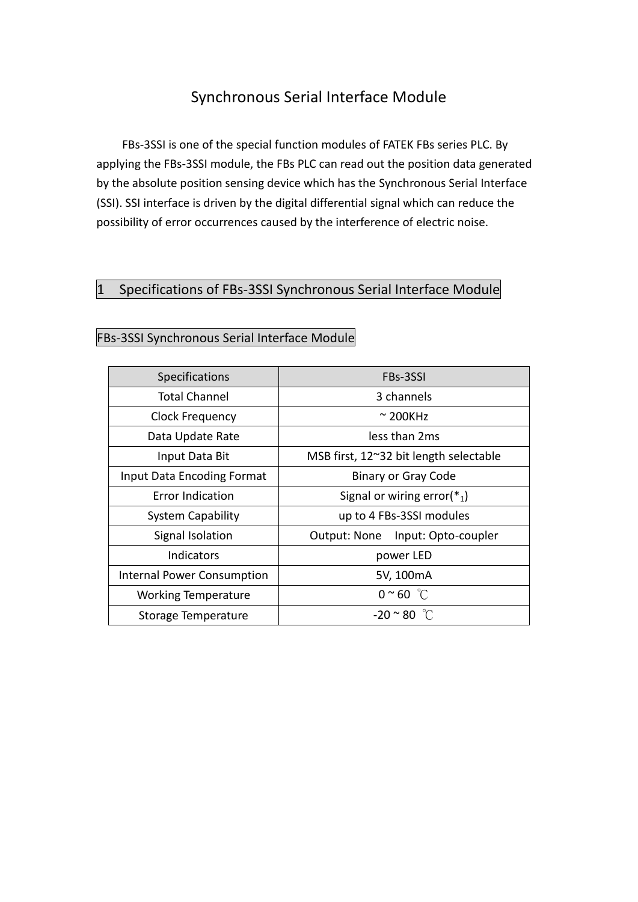# Synchronous Serial Interface Module

FBs-3SSI is one of the special function modules of FATEK FBs series PLC. By applying the FBs-3SSI module, the FBs PLC can read out the position data generated by the absolute position sensing device which has the Synchronous Serial Interface (SSI). SSI interface is driven by the digital differential signal which can reduce the possibility of error occurrences caused by the interference of electric noise.

## 1 Specifications of FBs-3SSI Synchronous Serial Interface Module

### FBs-3SSI Synchronous Serial Interface Module

| Specifications | FBs-3SSI |
|---|---|
| Total Channel | 3 channels |
| Clock Frequency | ~ 200KHz |
| Data Update Rate | less than 2ms |
| Input Data Bit | MSB first, 12~32 bit length selectable |
| Input Data Encoding Format | Binary or Gray Code |
| Error Indication | Signal or wiring error($*_1$) |
| System Capability | up to 4 FBs-3SSI modules |
| Signal Isolation | Output: None Input: Opto-coupler |
| Indicators | power LED |
| Internal Power Consumption | 5V, 100mA |
| Working Temperature | 0 ~ 60 ℃ |
| Storage Temperature | -20 ~ 80 ℃ |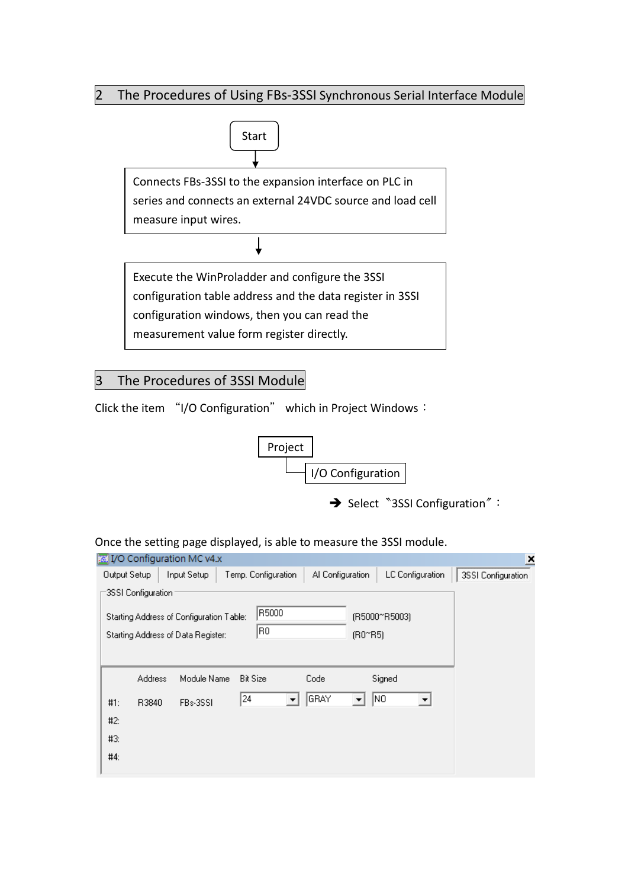## 2 The Procedures of Using FBs-3SSI Synchronous Serial Interface Module

Start

↓

Connects FBs-3SSI to the expansion interface on PLC in series and connects an external 24VDC source and load cell measure input wires.

↓

Execute the WinProladder and configure the 3SSI configuration table address and the data register in 3SSI configuration windows, then you can read the measurement value form register directly.

## 3 The Procedures of 3SSI Module

Click the item "I/O Configuration" which in Project Windows：

Project
└ I/O Configuration

➔ Select "3SSI Configuration"：

Once the setting page displayed, is able to measure the 3SSI module.

I/O Configuration MC v4.x

Output Setup | Input Setup | Temp. Configuration | AI Configuration | LC Configuration | 3SSI Configuration

3SSI Configuration

Starting Address of Configuration Table: R5000 (R5000~R5003)

Starting Address of Data Register: R0 (R0~R5)

| | Address | Module Name | Bit Size | Code | Signed |
|---|---|---|---|---|---|
| #1: | R3840 | FBs-3SSI | 24 | GRAY | NO |
| #2: | | | | | |
| #3: | | | | | |
| #4: | | | | | |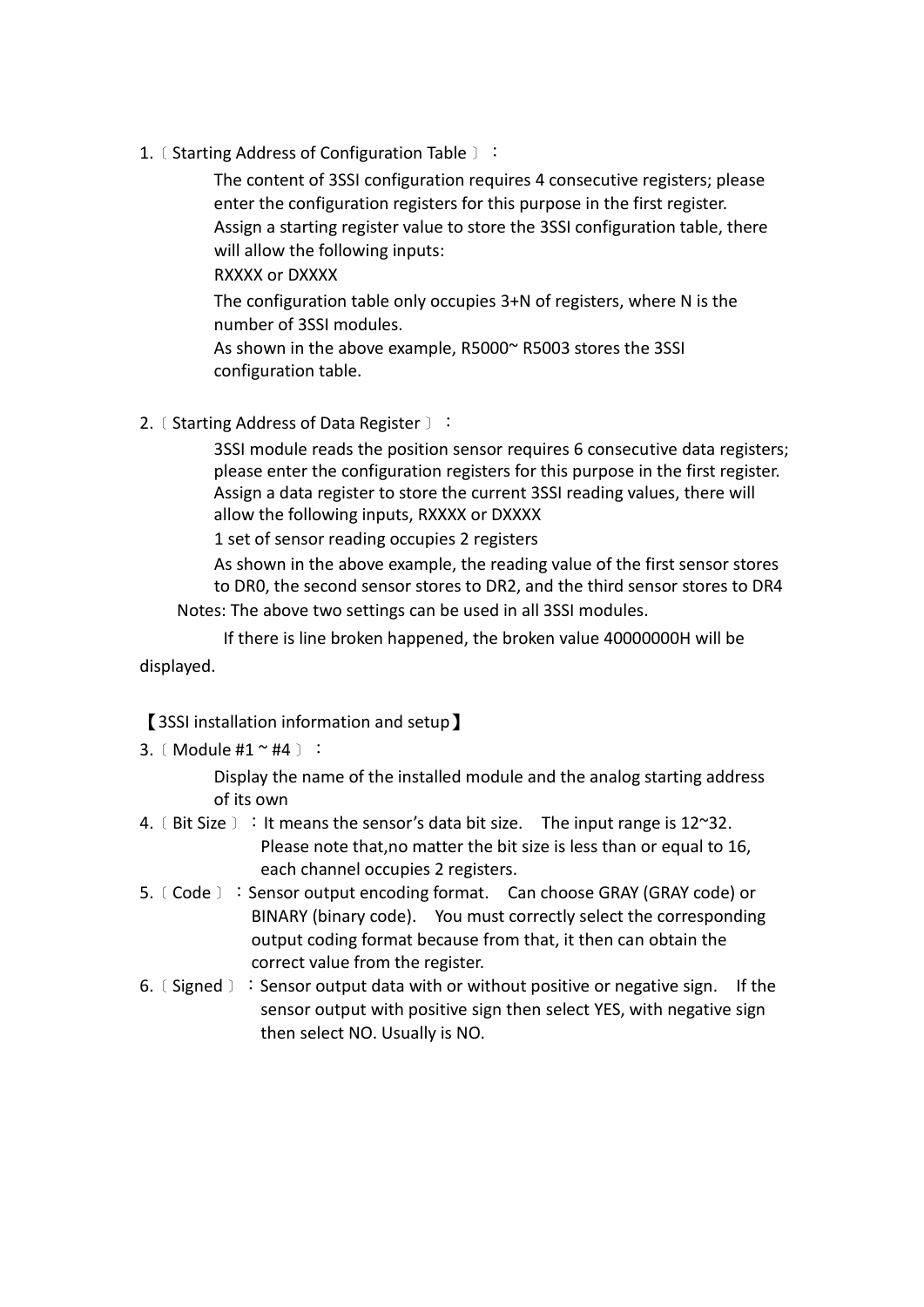1.〔Starting Address of Configuration Table〕：

The content of 3SSI configuration requires 4 consecutive registers; please enter the configuration registers for this purpose in the first register. Assign a starting register value to store the 3SSI configuration table, there will allow the following inputs:

RXXXX or DXXXX

The configuration table only occupies 3+N of registers, where N is the number of 3SSI modules.

As shown in the above example, R5000~ R5003 stores the 3SSI configuration table.

2.〔Starting Address of Data Register〕：

3SSI module reads the position sensor requires 6 consecutive data registers; please enter the configuration registers for this purpose in the first register. Assign a data register to store the current 3SSI reading values, there will allow the following inputs, RXXXX or DXXXX

1 set of sensor reading occupies 2 registers

As shown in the above example, the reading value of the first sensor stores to DR0, the second sensor stores to DR2, and the third sensor stores to DR4

Notes: The above two settings can be used in all 3SSI modules.

If there is line broken happened, the broken value 40000000H will be displayed.

【3SSI installation information and setup】

3.〔Module #1 ~ #4〕：

Display the name of the installed module and the analog starting address of its own

4.〔Bit Size〕：It means the sensor's data bit size. The input range is 12~32. Please note that,no matter the bit size is less than or equal to 16, each channel occupies 2 registers.

5.〔Code〕：Sensor output encoding format. Can choose GRAY (GRAY code) or BINARY (binary code). You must correctly select the corresponding output coding format because from that, it then can obtain the correct value from the register.

6.〔Signed〕：Sensor output data with or without positive or negative sign. If the sensor output with positive sign then select YES, with negative sign then select NO. Usually is NO.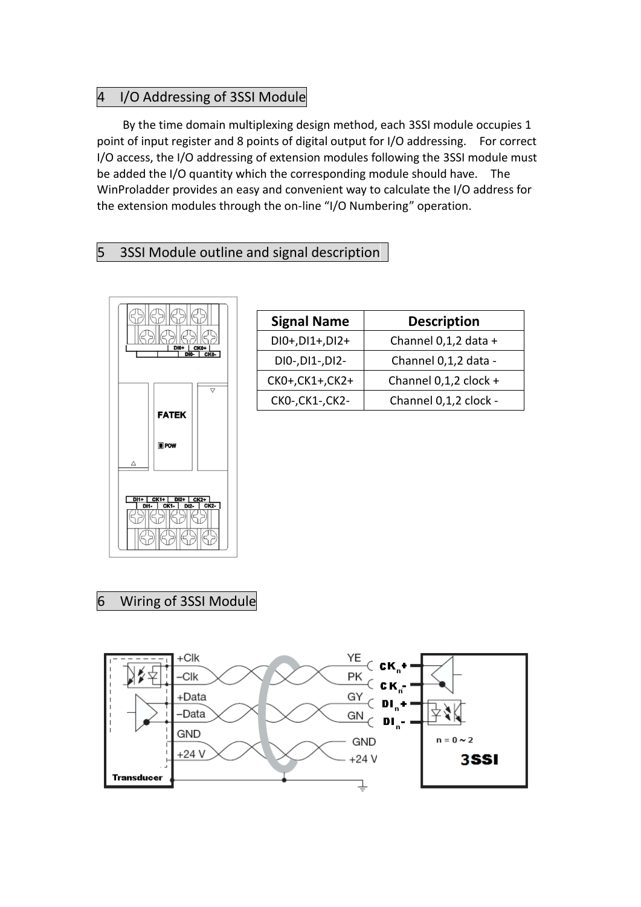## 4 I/O Addressing of 3SSI Module

By the time domain multiplexing design method, each 3SSI module occupies 1 point of input register and 8 points of digital output for I/O addressing. For correct I/O access, the I/O addressing of extension modules following the 3SSI module must be added the I/O quantity which the corresponding module should have. The WinProladder provides an easy and convenient way to calculate the I/O address for the extension modules through the on-line "I/O Numbering" operation.

## 5 3SSI Module outline and signal description

DI0+ CK0+
DI0- CK0-

FATEK

POW

DI1+ CK1+ DI2+ CK2+
DI1- CK1- DI2- CK2-

| Signal Name | Description |
|---|---|
| DI0+,DI1+,DI2+ | Channel 0,1,2 data + |
| DI0-,DI1-,DI2- | Channel 0,1,2 data - |
| CK0+,CK1+,CK2+ | Channel 0,1,2 clock + |
| CK0-,CK1-,CK2- | Channel 0,1,2 clock - |

## 6 Wiring of 3SSI Module

+Clk
–Clk
+Data
–Data
GND
+24 V
Transducer

YE
PK
GY
GN
GND
+24 V

$CK_n+$
$CK_n-$
$DI_n+$
$DI_n-$

n = 0 ~ 2

3SSI